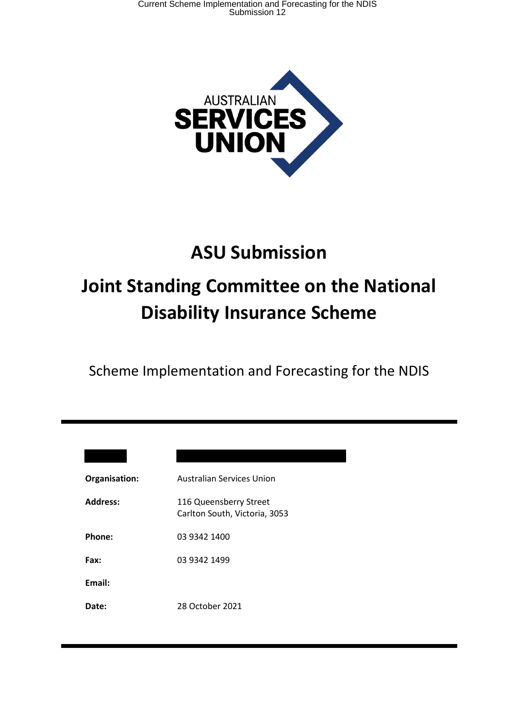# ASU Submission

# Joint Standing Committee on the National Disability Insurance Scheme

Scheme Implementation and Forecasting for the NDIS

| | |
|---|---|
| **Organisation:** | Australian Services Union |
| **Address:** | 116 Queensberry Street<br>Carlton South, Victoria, 3053 |
| **Phone:** | 03 9342 1400 |
| **Fax:** | 03 9342 1499 |
| **Email:** | |
| **Date:** | 28 October 2021 |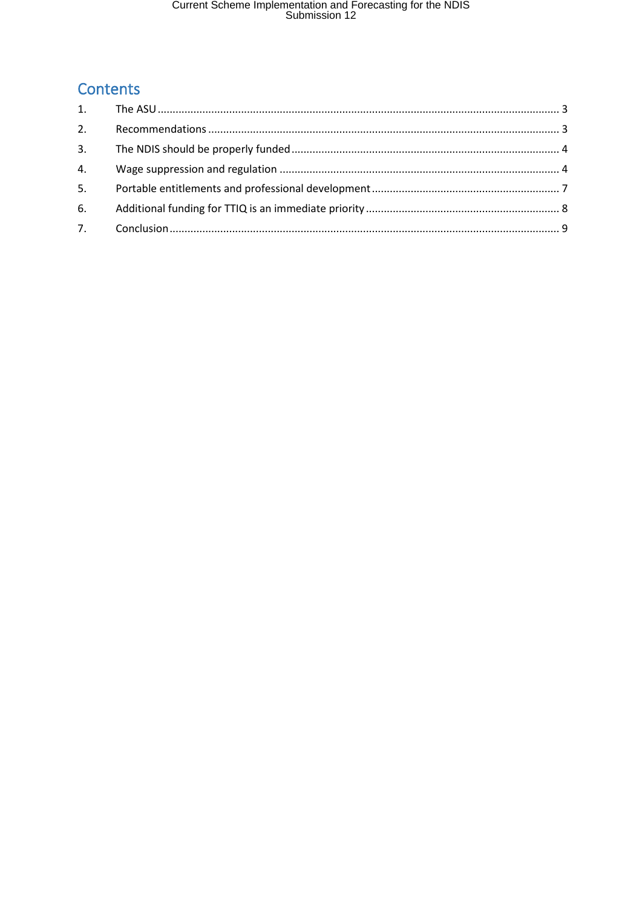## Contents

1. The ASU ..................................................................................................................................... 3
2. Recommendations ..................................................................................................................... 3
3. The NDIS should be properly funded ......................................................................................... 4
4. Wage suppression and regulation ............................................................................................. 4
5. Portable entitlements and professional development ............................................................... 7
6. Additional funding for TTIQ is an immediate priority ................................................................. 8
7. Conclusion ................................................................................................................................. 9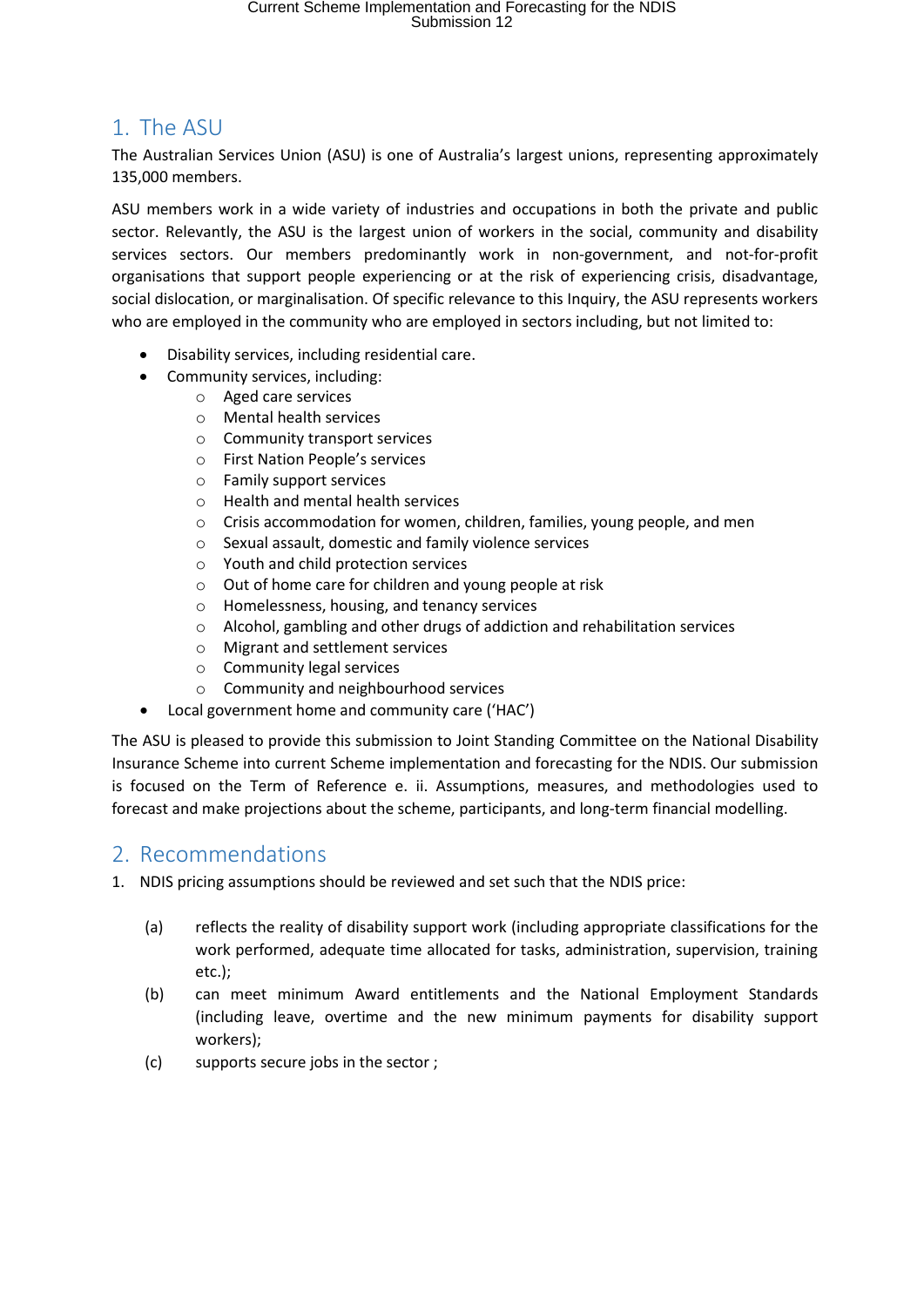## 1. The ASU

The Australian Services Union (ASU) is one of Australia's largest unions, representing approximately 135,000 members.

ASU members work in a wide variety of industries and occupations in both the private and public sector. Relevantly, the ASU is the largest union of workers in the social, community and disability services sectors. Our members predominantly work in non-government, and not-for-profit organisations that support people experiencing or at the risk of experiencing crisis, disadvantage, social dislocation, or marginalisation. Of specific relevance to this Inquiry, the ASU represents workers who are employed in the community who are employed in sectors including, but not limited to:

- Disability services, including residential care.
- Community services, including:
  - Aged care services
  - Mental health services
  - Community transport services
  - First Nation People's services
  - Family support services
  - Health and mental health services
  - Crisis accommodation for women, children, families, young people, and men
  - Sexual assault, domestic and family violence services
  - Youth and child protection services
  - Out of home care for children and young people at risk
  - Homelessness, housing, and tenancy services
  - Alcohol, gambling and other drugs of addiction and rehabilitation services
  - Migrant and settlement services
  - Community legal services
  - Community and neighbourhood services
- Local government home and community care ('HAC')

The ASU is pleased to provide this submission to Joint Standing Committee on the National Disability Insurance Scheme into current Scheme implementation and forecasting for the NDIS. Our submission is focused on the Term of Reference e. ii. Assumptions, measures, and methodologies used to forecast and make projections about the scheme, participants, and long-term financial modelling.

## 2. Recommendations

1. NDIS pricing assumptions should be reviewed and set such that the NDIS price:

   (a) reflects the reality of disability support work (including appropriate classifications for the work performed, adequate time allocated for tasks, administration, supervision, training etc.);

   (b) can meet minimum Award entitlements and the National Employment Standards (including leave, overtime and the new minimum payments for disability support workers);

   (c) supports secure jobs in the sector ;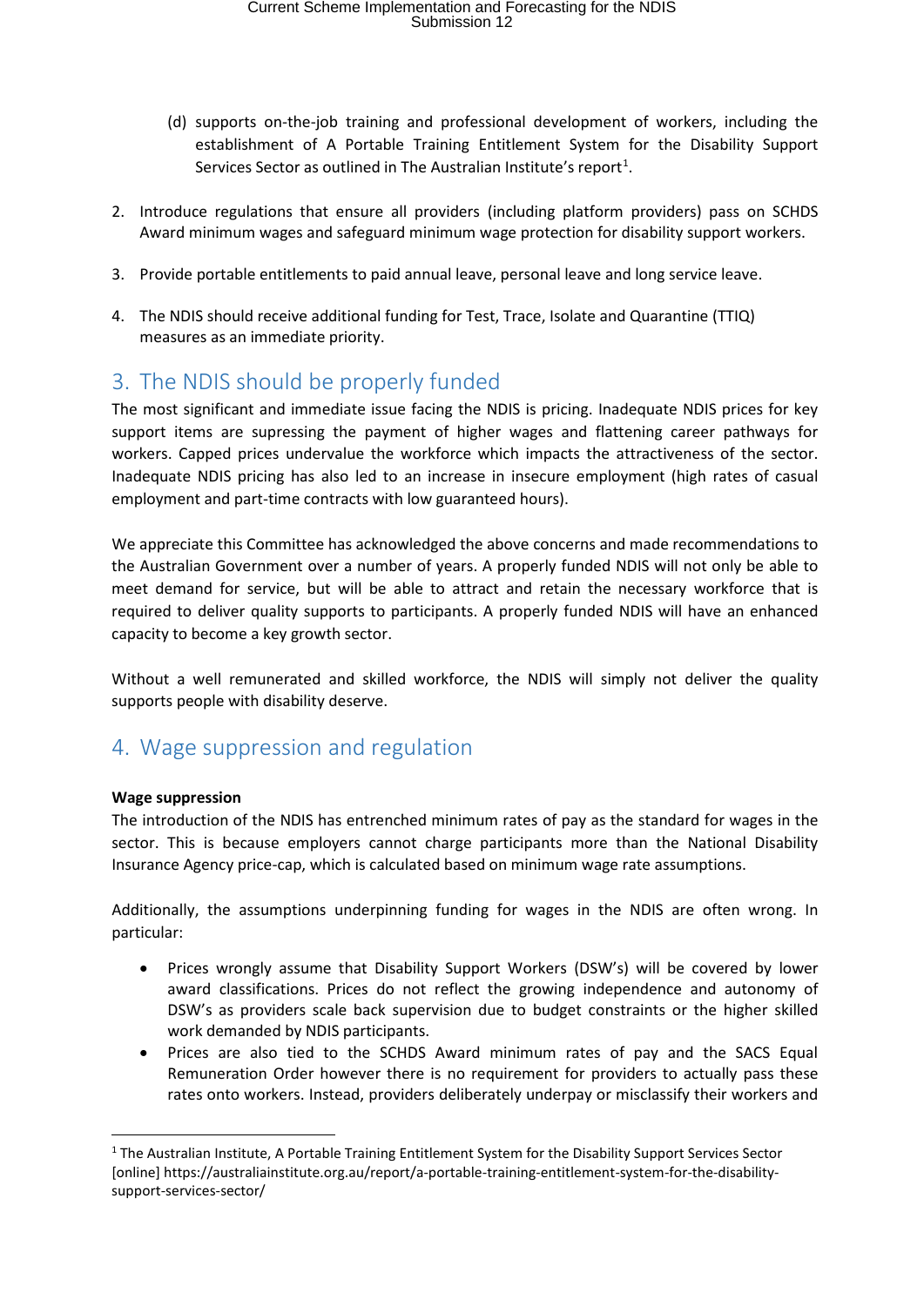(d) supports on-the-job training and professional development of workers, including the establishment of A Portable Training Entitlement System for the Disability Support Services Sector as outlined in The Australian Institute's report[1].

2. Introduce regulations that ensure all providers (including platform providers) pass on SCHDS Award minimum wages and safeguard minimum wage protection for disability support workers.

3. Provide portable entitlements to paid annual leave, personal leave and long service leave.

4. The NDIS should receive additional funding for Test, Trace, Isolate and Quarantine (TTIQ) measures as an immediate priority.

## 3. The NDIS should be properly funded

The most significant and immediate issue facing the NDIS is pricing. Inadequate NDIS prices for key support items are supressing the payment of higher wages and flattening career pathways for workers. Capped prices undervalue the workforce which impacts the attractiveness of the sector. Inadequate NDIS pricing has also led to an increase in insecure employment (high rates of casual employment and part-time contracts with low guaranteed hours).

We appreciate this Committee has acknowledged the above concerns and made recommendations to the Australian Government over a number of years. A properly funded NDIS will not only be able to meet demand for service, but will be able to attract and retain the necessary workforce that is required to deliver quality supports to participants. A properly funded NDIS will have an enhanced capacity to become a key growth sector.

Without a well remunerated and skilled workforce, the NDIS will simply not deliver the quality supports people with disability deserve.

## 4. Wage suppression and regulation

**Wage suppression**

The introduction of the NDIS has entrenched minimum rates of pay as the standard for wages in the sector. This is because employers cannot charge participants more than the National Disability Insurance Agency price-cap, which is calculated based on minimum wage rate assumptions.

Additionally, the assumptions underpinning funding for wages in the NDIS are often wrong. In particular:

- Prices wrongly assume that Disability Support Workers (DSW's) will be covered by lower award classifications. Prices do not reflect the growing independence and autonomy of DSW's as providers scale back supervision due to budget constraints or the higher skilled work demanded by NDIS participants.
- Prices are also tied to the SCHDS Award minimum rates of pay and the SACS Equal Remuneration Order however there is no requirement for providers to actually pass these rates onto workers. Instead, providers deliberately underpay or misclassify their workers and

[1] The Australian Institute, A Portable Training Entitlement System for the Disability Support Services Sector [online] https://australiainstitute.org.au/report/a-portable-training-entitlement-system-for-the-disability-support-services-sector/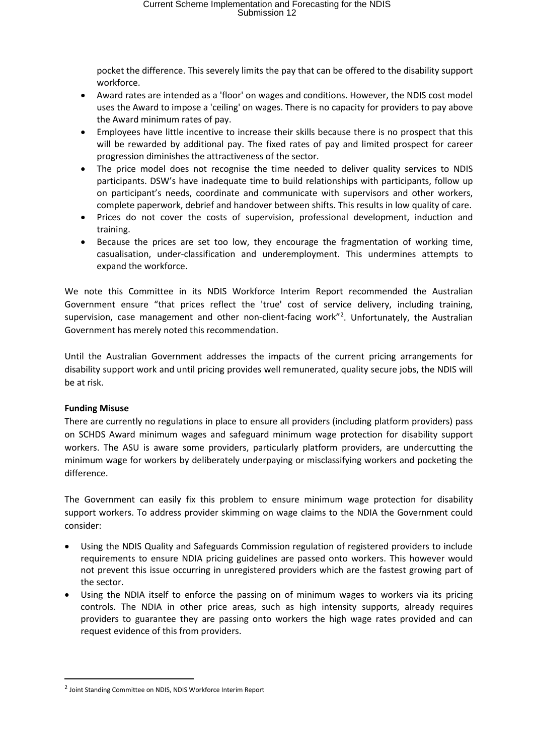pocket the difference. This severely limits the pay that can be offered to the disability support workforce.

- Award rates are intended as a 'floor' on wages and conditions. However, the NDIS cost model uses the Award to impose a 'ceiling' on wages. There is no capacity for providers to pay above the Award minimum rates of pay.
- Employees have little incentive to increase their skills because there is no prospect that this will be rewarded by additional pay. The fixed rates of pay and limited prospect for career progression diminishes the attractiveness of the sector.
- The price model does not recognise the time needed to deliver quality services to NDIS participants. DSW's have inadequate time to build relationships with participants, follow up on participant's needs, coordinate and communicate with supervisors and other workers, complete paperwork, debrief and handover between shifts. This results in low quality of care.
- Prices do not cover the costs of supervision, professional development, induction and training.
- Because the prices are set too low, they encourage the fragmentation of working time, casualisation, under-classification and underemployment. This undermines attempts to expand the workforce.

We note this Committee in its NDIS Workforce Interim Report recommended the Australian Government ensure "that prices reflect the 'true' cost of service delivery, including training, supervision, case management and other non-client-facing work"[2]. Unfortunately, the Australian Government has merely noted this recommendation.

Until the Australian Government addresses the impacts of the current pricing arrangements for disability support work and until pricing provides well remunerated, quality secure jobs, the NDIS will be at risk.

**Funding Misuse**

There are currently no regulations in place to ensure all providers (including platform providers) pass on SCHDS Award minimum wages and safeguard minimum wage protection for disability support workers. The ASU is aware some providers, particularly platform providers, are undercutting the minimum wage for workers by deliberately underpaying or misclassifying workers and pocketing the difference.

The Government can easily fix this problem to ensure minimum wage protection for disability support workers. To address provider skimming on wage claims to the NDIA the Government could consider:

- Using the NDIS Quality and Safeguards Commission regulation of registered providers to include requirements to ensure NDIA pricing guidelines are passed onto workers. This however would not prevent this issue occurring in unregistered providers which are the fastest growing part of the sector.
- Using the NDIA itself to enforce the passing on of minimum wages to workers via its pricing controls. The NDIA in other price areas, such as high intensity supports, already requires providers to guarantee they are passing onto workers the high wage rates provided and can request evidence of this from providers.

[2] Joint Standing Committee on NDIS, NDIS Workforce Interim Report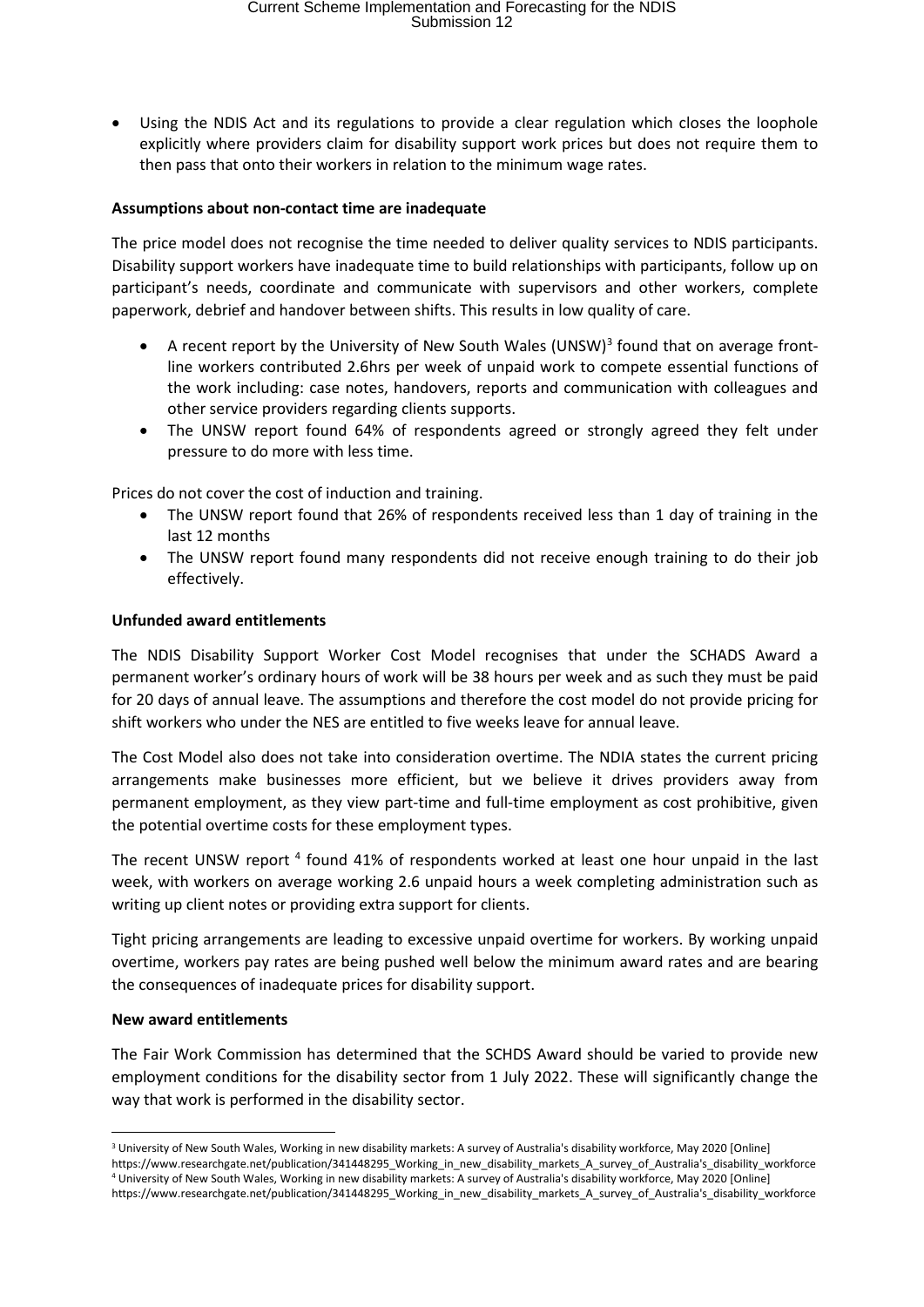- Using the NDIS Act and its regulations to provide a clear regulation which closes the loophole explicitly where providers claim for disability support work prices but does not require them to then pass that onto their workers in relation to the minimum wage rates.

**Assumptions about non-contact time are inadequate**

The price model does not recognise the time needed to deliver quality services to NDIS participants. Disability support workers have inadequate time to build relationships with participants, follow up on participant's needs, coordinate and communicate with supervisors and other workers, complete paperwork, debrief and handover between shifts. This results in low quality of care.

- A recent report by the University of New South Wales (UNSW)[3] found that on average front-line workers contributed 2.6hrs per week of unpaid work to compete essential functions of the work including: case notes, handovers, reports and communication with colleagues and other service providers regarding clients supports.
- The UNSW report found 64% of respondents agreed or strongly agreed they felt under pressure to do more with less time.

Prices do not cover the cost of induction and training.

- The UNSW report found that 26% of respondents received less than 1 day of training in the last 12 months
- The UNSW report found many respondents did not receive enough training to do their job effectively.

**Unfunded award entitlements**

The NDIS Disability Support Worker Cost Model recognises that under the SCHADS Award a permanent worker's ordinary hours of work will be 38 hours per week and as such they must be paid for 20 days of annual leave. The assumptions and therefore the cost model do not provide pricing for shift workers who under the NES are entitled to five weeks leave for annual leave.

The Cost Model also does not take into consideration overtime. The NDIA states the current pricing arrangements make businesses more efficient, but we believe it drives providers away from permanent employment, as they view part-time and full-time employment as cost prohibitive, given the potential overtime costs for these employment types.

The recent UNSW report [4] found 41% of respondents worked at least one hour unpaid in the last week, with workers on average working 2.6 unpaid hours a week completing administration such as writing up client notes or providing extra support for clients.

Tight pricing arrangements are leading to excessive unpaid overtime for workers. By working unpaid overtime, workers pay rates are being pushed well below the minimum award rates and are bearing the consequences of inadequate prices for disability support.

**New award entitlements**

The Fair Work Commission has determined that the SCHDS Award should be varied to provide new employment conditions for the disability sector from 1 July 2022. These will significantly change the way that work is performed in the disability sector.

[3] University of New South Wales, Working in new disability markets: A survey of Australia's disability workforce, May 2020 [Online] https://www.researchgate.net/publication/341448295_Working_in_new_disability_markets_A_survey_of_Australia's_disability_workforce

[4] University of New South Wales, Working in new disability markets: A survey of Australia's disability workforce, May 2020 [Online] https://www.researchgate.net/publication/341448295_Working_in_new_disability_markets_A_survey_of_Australia's_disability_workforce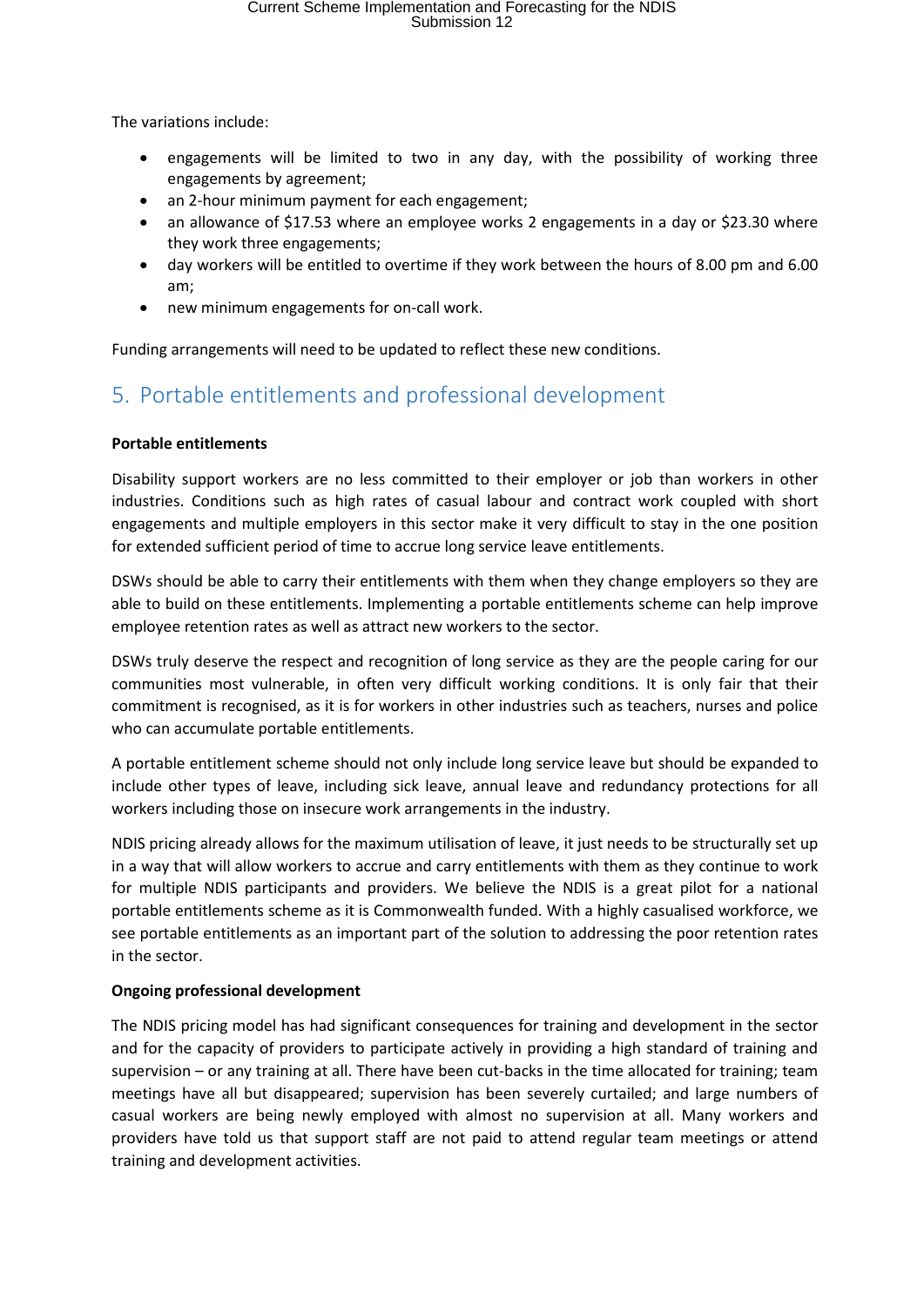The variations include:

- engagements will be limited to two in any day, with the possibility of working three engagements by agreement;
- an 2-hour minimum payment for each engagement;
- an allowance of $17.53 where an employee works 2 engagements in a day or $23.30 where they work three engagements;
- day workers will be entitled to overtime if they work between the hours of 8.00 pm and 6.00 am;
- new minimum engagements for on-call work.

Funding arrangements will need to be updated to reflect these new conditions.

## 5. Portable entitlements and professional development

**Portable entitlements**

Disability support workers are no less committed to their employer or job than workers in other industries. Conditions such as high rates of casual labour and contract work coupled with short engagements and multiple employers in this sector make it very difficult to stay in the one position for extended sufficient period of time to accrue long service leave entitlements.

DSWs should be able to carry their entitlements with them when they change employers so they are able to build on these entitlements. Implementing a portable entitlements scheme can help improve employee retention rates as well as attract new workers to the sector.

DSWs truly deserve the respect and recognition of long service as they are the people caring for our communities most vulnerable, in often very difficult working conditions. It is only fair that their commitment is recognised, as it is for workers in other industries such as teachers, nurses and police who can accumulate portable entitlements.

A portable entitlement scheme should not only include long service leave but should be expanded to include other types of leave, including sick leave, annual leave and redundancy protections for all workers including those on insecure work arrangements in the industry.

NDIS pricing already allows for the maximum utilisation of leave, it just needs to be structurally set up in a way that will allow workers to accrue and carry entitlements with them as they continue to work for multiple NDIS participants and providers. We believe the NDIS is a great pilot for a national portable entitlements scheme as it is Commonwealth funded. With a highly casualised workforce, we see portable entitlements as an important part of the solution to addressing the poor retention rates in the sector.

**Ongoing professional development**

The NDIS pricing model has had significant consequences for training and development in the sector and for the capacity of providers to participate actively in providing a high standard of training and supervision – or any training at all. There have been cut-backs in the time allocated for training; team meetings have all but disappeared; supervision has been severely curtailed; and large numbers of casual workers are being newly employed with almost no supervision at all. Many workers and providers have told us that support staff are not paid to attend regular team meetings or attend training and development activities.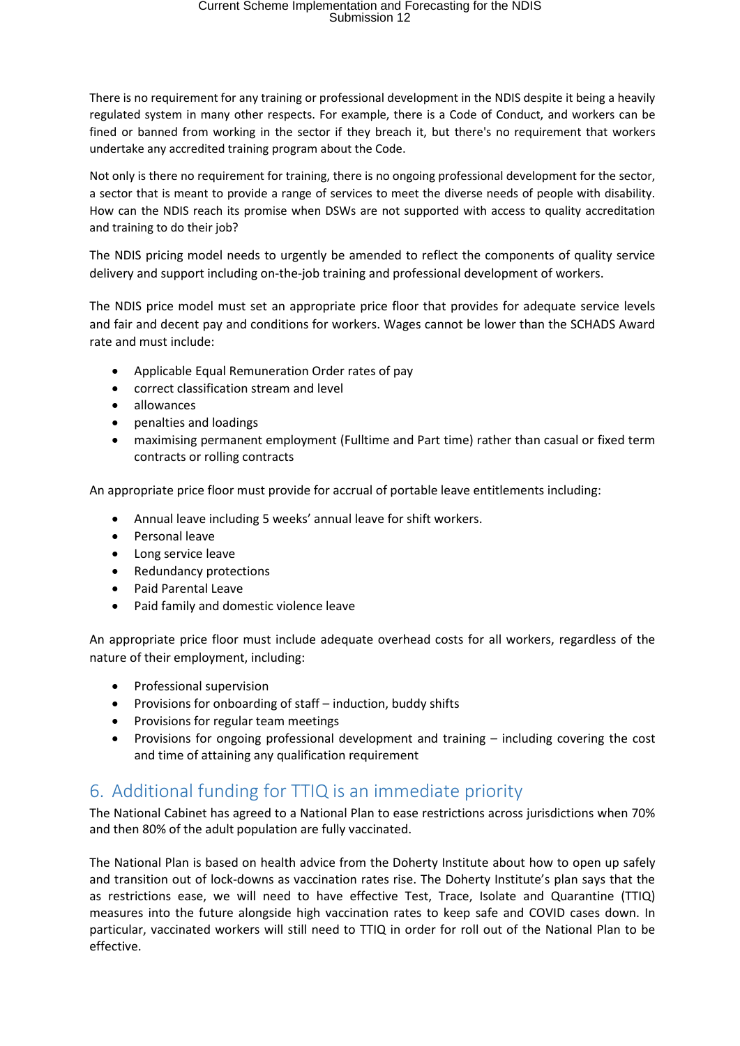There is no requirement for any training or professional development in the NDIS despite it being a heavily regulated system in many other respects. For example, there is a Code of Conduct, and workers can be fined or banned from working in the sector if they breach it, but there's no requirement that workers undertake any accredited training program about the Code.

Not only is there no requirement for training, there is no ongoing professional development for the sector, a sector that is meant to provide a range of services to meet the diverse needs of people with disability. How can the NDIS reach its promise when DSWs are not supported with access to quality accreditation and training to do their job?

The NDIS pricing model needs to urgently be amended to reflect the components of quality service delivery and support including on-the-job training and professional development of workers.

The NDIS price model must set an appropriate price floor that provides for adequate service levels and fair and decent pay and conditions for workers. Wages cannot be lower than the SCHADS Award rate and must include:

- Applicable Equal Remuneration Order rates of pay
- correct classification stream and level
- allowances
- penalties and loadings
- maximising permanent employment (Fulltime and Part time) rather than casual or fixed term contracts or rolling contracts

An appropriate price floor must provide for accrual of portable leave entitlements including:

- Annual leave including 5 weeks' annual leave for shift workers.
- Personal leave
- Long service leave
- Redundancy protections
- Paid Parental Leave
- Paid family and domestic violence leave

An appropriate price floor must include adequate overhead costs for all workers, regardless of the nature of their employment, including:

- Professional supervision
- Provisions for onboarding of staff – induction, buddy shifts
- Provisions for regular team meetings
- Provisions for ongoing professional development and training – including covering the cost and time of attaining any qualification requirement

## 6. Additional funding for TTIQ is an immediate priority

The National Cabinet has agreed to a National Plan to ease restrictions across jurisdictions when 70% and then 80% of the adult population are fully vaccinated.

The National Plan is based on health advice from the Doherty Institute about how to open up safely and transition out of lock-downs as vaccination rates rise. The Doherty Institute's plan says that the as restrictions ease, we will need to have effective Test, Trace, Isolate and Quarantine (TTIQ) measures into the future alongside high vaccination rates to keep safe and COVID cases down. In particular, vaccinated workers will still need to TTIQ in order for roll out of the National Plan to be effective.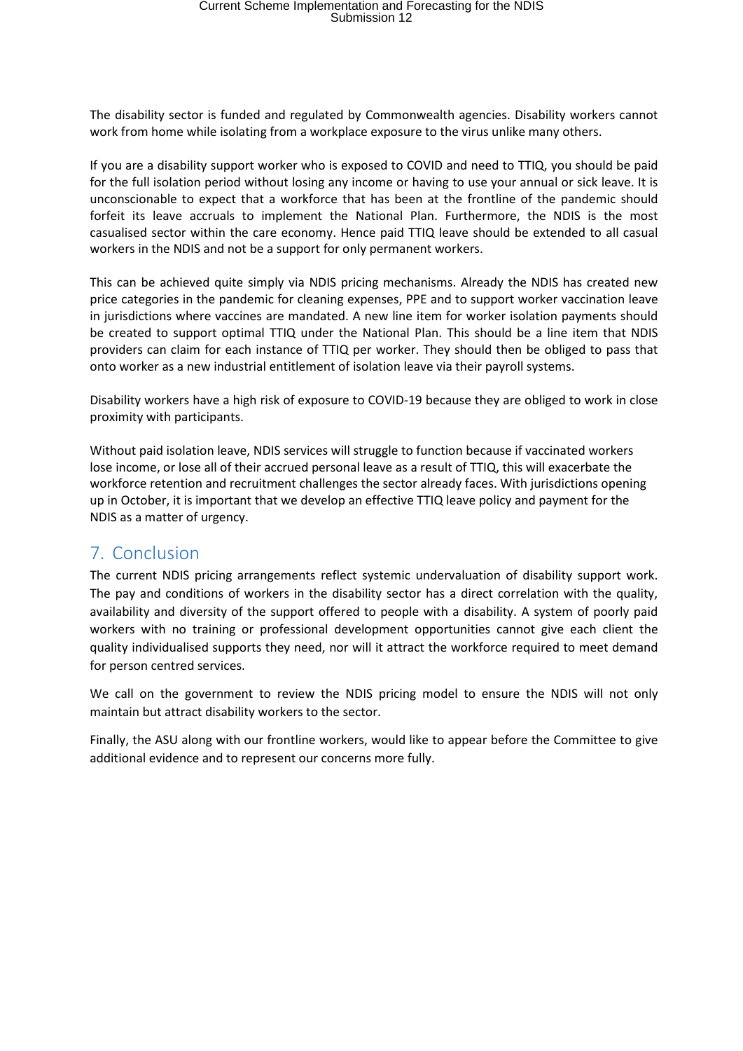The disability sector is funded and regulated by Commonwealth agencies. Disability workers cannot work from home while isolating from a workplace exposure to the virus unlike many others.

If you are a disability support worker who is exposed to COVID and need to TTIQ, you should be paid for the full isolation period without losing any income or having to use your annual or sick leave. It is unconscionable to expect that a workforce that has been at the frontline of the pandemic should forfeit its leave accruals to implement the National Plan. Furthermore, the NDIS is the most casualised sector within the care economy. Hence paid TTIQ leave should be extended to all casual workers in the NDIS and not be a support for only permanent workers.

This can be achieved quite simply via NDIS pricing mechanisms. Already the NDIS has created new price categories in the pandemic for cleaning expenses, PPE and to support worker vaccination leave in jurisdictions where vaccines are mandated. A new line item for worker isolation payments should be created to support optimal TTIQ under the National Plan. This should be a line item that NDIS providers can claim for each instance of TTIQ per worker. They should then be obliged to pass that onto worker as a new industrial entitlement of isolation leave via their payroll systems.

Disability workers have a high risk of exposure to COVID-19 because they are obliged to work in close proximity with participants.

Without paid isolation leave, NDIS services will struggle to function because if vaccinated workers lose income, or lose all of their accrued personal leave as a result of TTIQ, this will exacerbate the workforce retention and recruitment challenges the sector already faces. With jurisdictions opening up in October, it is important that we develop an effective TTIQ leave policy and payment for the NDIS as a matter of urgency.

## 7. Conclusion

The current NDIS pricing arrangements reflect systemic undervaluation of disability support work. The pay and conditions of workers in the disability sector has a direct correlation with the quality, availability and diversity of the support offered to people with a disability. A system of poorly paid workers with no training or professional development opportunities cannot give each client the quality individualised supports they need, nor will it attract the workforce required to meet demand for person centred services.

We call on the government to review the NDIS pricing model to ensure the NDIS will not only maintain but attract disability workers to the sector.

Finally, the ASU along with our frontline workers, would like to appear before the Committee to give additional evidence and to represent our concerns more fully.